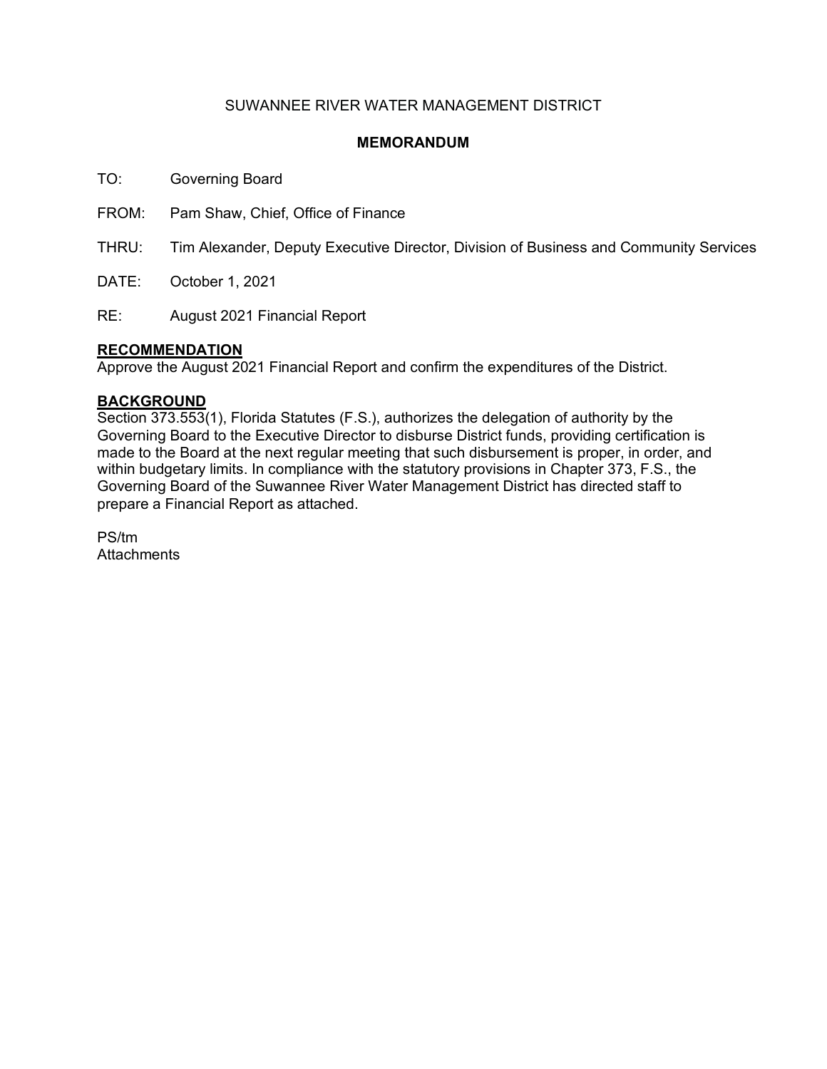SUWANNEE RIVER WATER MANAGEMENT DISTRICT

**MEMORANDUM**

TO: Governing Board

FROM: Pam Shaw, Chief, Office of Finance

THRU: Tim Alexander, Deputy Executive Director, Division of Business and Community Services

DATE: October 1, 2021

RE: August 2021 Financial Report

## RECOMMENDATION

Approve the August 2021 Financial Report and confirm the expenditures of the District.

## BACKGROUND

Section 373.553(1), Florida Statutes (F.S.), authorizes the delegation of authority by the Governing Board to the Executive Director to disburse District funds, providing certification is made to the Board at the next regular meeting that such disbursement is proper, in order, and within budgetary limits. In compliance with the statutory provisions in Chapter 373, F.S., the Governing Board of the Suwannee River Water Management District has directed staff to prepare a Financial Report as attached.

PS/tm
Attachments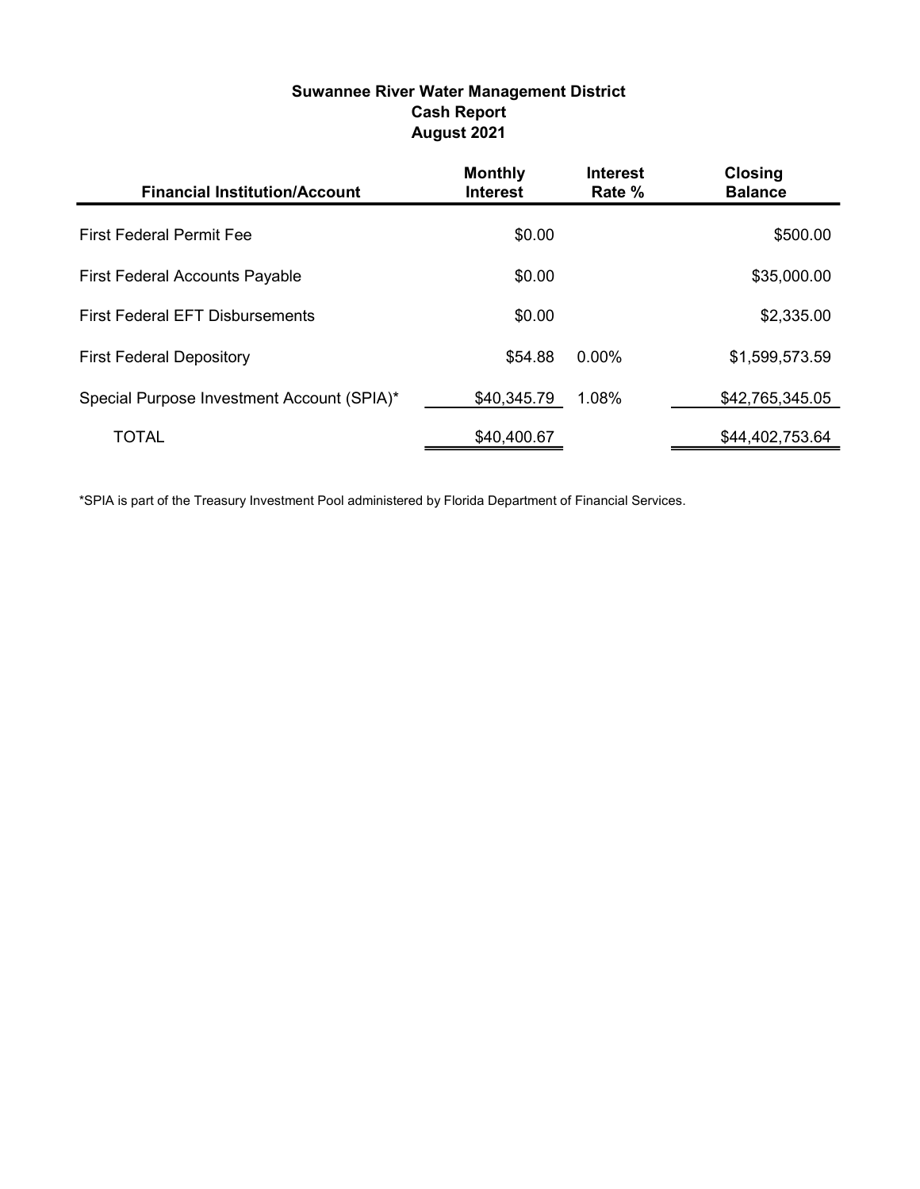**Suwannee River Water Management District**
**Cash Report**
**August 2021**

| Financial Institution/Account | Monthly Interest | Interest Rate % | Closing Balance |
|---|---|---|---|
| First Federal Permit Fee | $0.00 | | $500.00 |
| First Federal Accounts Payable | $0.00 | | $35,000.00 |
| First Federal EFT Disbursements | $0.00 | | $2,335.00 |
| First Federal Depository | $54.88 | 0.00% | $1,599,573.59 |
| Special Purpose Investment Account (SPIA)* | $40,345.79 | 1.08% | $42,765,345.05 |
| TOTAL | $40,400.67 | | $44,402,753.64 |

*SPIA is part of the Treasury Investment Pool administered by Florida Department of Financial Services.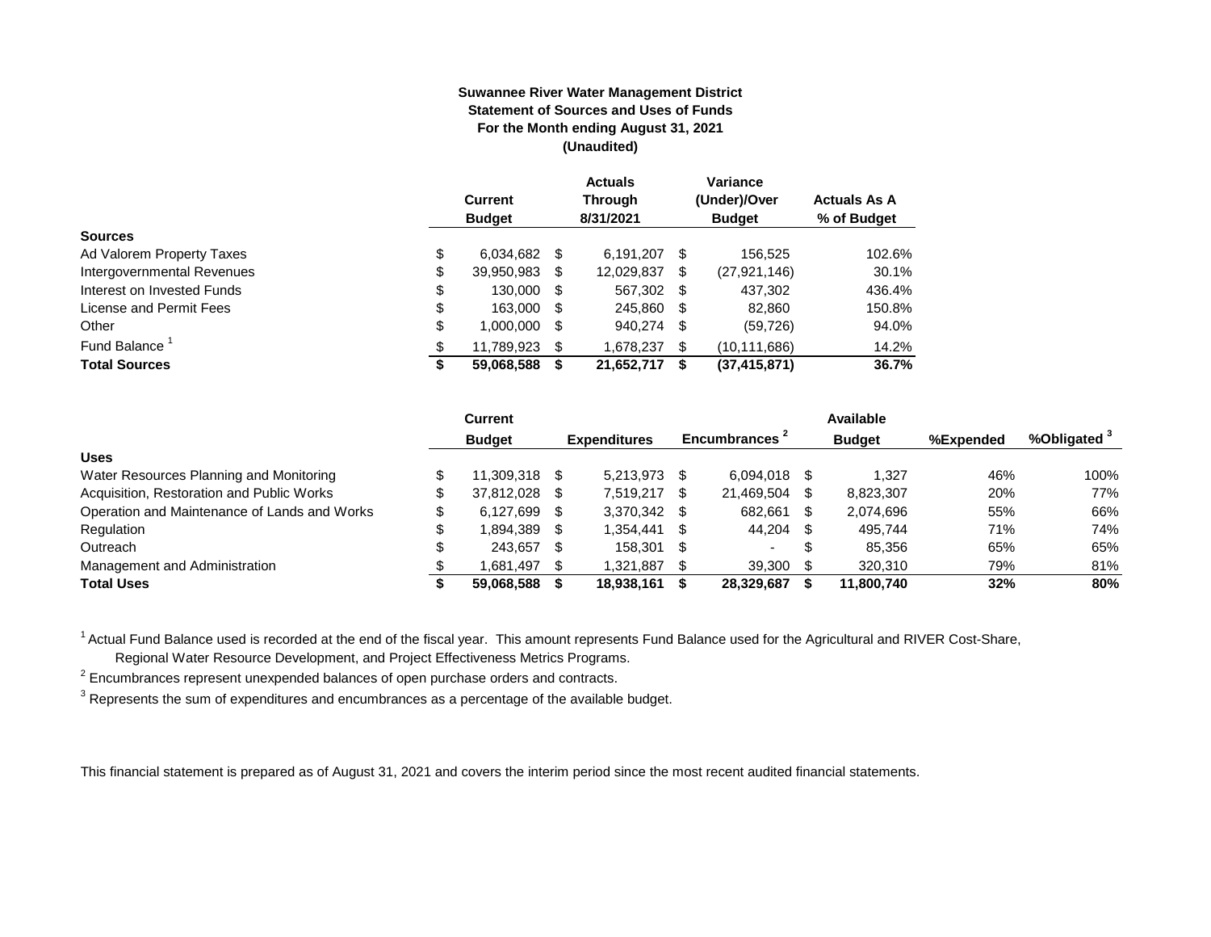**Suwannee River Water Management District**
**Statement of Sources and Uses of Funds**
**For the Month ending August 31, 2021**
**(Unaudited)**

| | Current Budget | Actuals Through 8/31/2021 | Variance (Under)/Over Budget | Actuals As A % of Budget |
|---|---|---|---|---|
| **Sources** | | | | |
| Ad Valorem Property Taxes | $ 6,034,682 | $ 6,191,207 | $ 156,525 | 102.6% |
| Intergovernmental Revenues | $ 39,950,983 | $ 12,029,837 | $ (27,921,146) | 30.1% |
| Interest on Invested Funds | $ 130,000 | $ 567,302 | $ 437,302 | 436.4% |
| License and Permit Fees | $ 163,000 | $ 245,860 | $ 82,860 | 150.8% |
| Other | $ 1,000,000 | $ 940,274 | $ (59,726) | 94.0% |
| Fund Balance [1] | $ 11,789,923 | $ 1,678,237 | $ (10,111,686) | 14.2% |
| **Total Sources** | **$ 59,068,588** | **$ 21,652,717** | **$ (37,415,871)** | **36.7%** |

| | Current Budget | Expenditures | Encumbrances [2] | Available Budget | %Expended | %Obligated [3] |
|---|---|---|---|---|---|---|
| **Uses** | | | | | | |
| Water Resources Planning and Monitoring | $ 11,309,318 | $ 5,213,973 | $ 6,094,018 | $ 1,327 | 46% | 100% |
| Acquisition, Restoration and Public Works | $ 37,812,028 | $ 7,519,217 | $ 21,469,504 | $ 8,823,307 | 20% | 77% |
| Operation and Maintenance of Lands and Works | $ 6,127,699 | $ 3,370,342 | $ 682,661 | $ 2,074,696 | 55% | 66% |
| Regulation | $ 1,894,389 | $ 1,354,441 | $ 44,204 | $ 495,744 | 71% | 74% |
| Outreach | $ 243,657 | $ 158,301 | $ - | $ 85,356 | 65% | 65% |
| Management and Administration | $ 1,681,497 | $ 1,321,887 | $ 39,300 | $ 320,310 | 79% | 81% |
| **Total Uses** | **$ 59,068,588** | **$ 18,938,161** | **$ 28,329,687** | **$ 11,800,740** | **32%** | **80%** |

[1] Actual Fund Balance used is recorded at the end of the fiscal year. This amount represents Fund Balance used for the Agricultural and RIVER Cost-Share, Regional Water Resource Development, and Project Effectiveness Metrics Programs.

[2] Encumbrances represent unexpended balances of open purchase orders and contracts.

[3] Represents the sum of expenditures and encumbrances as a percentage of the available budget.

This financial statement is prepared as of August 31, 2021 and covers the interim period since the most recent audited financial statements.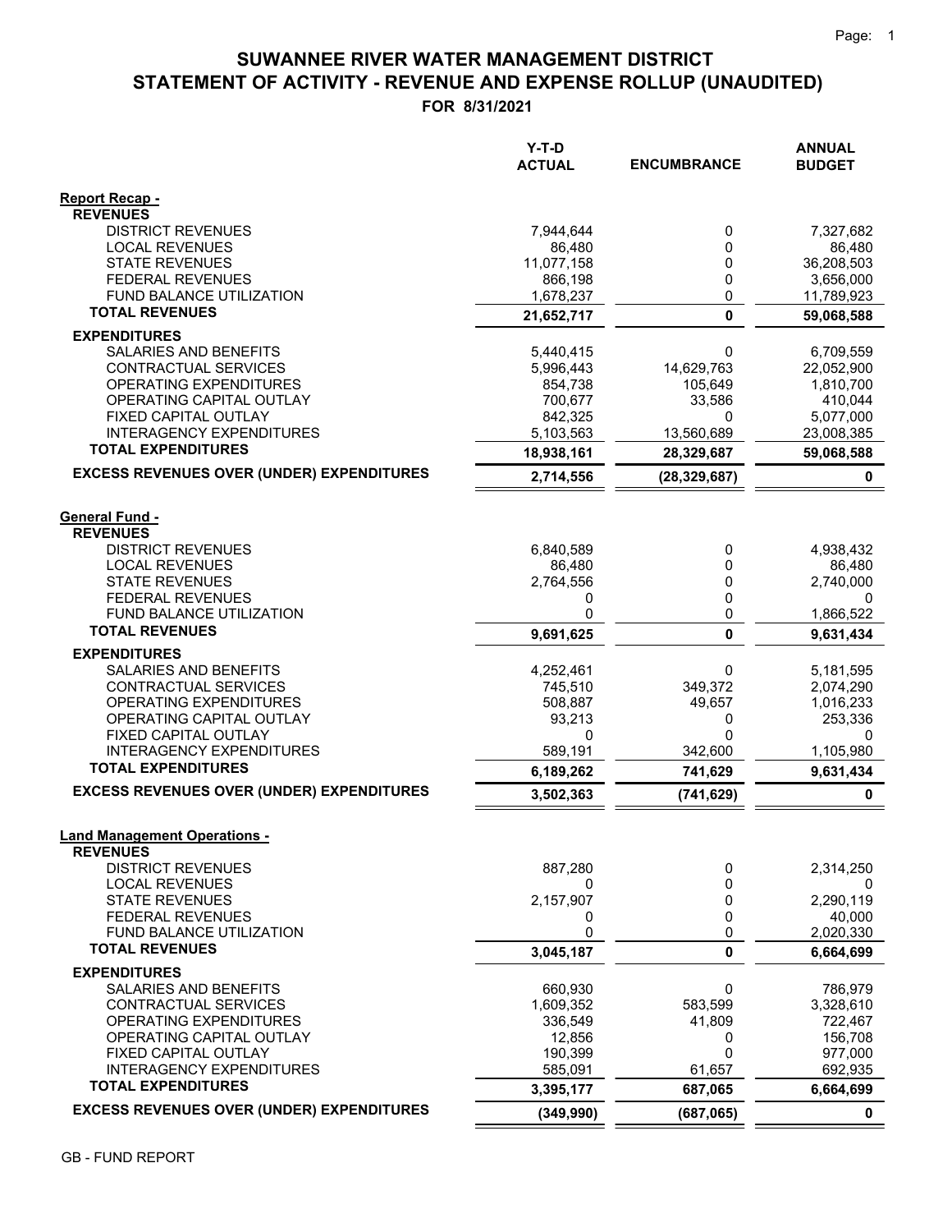# SUWANNEE RIVER WATER MANAGEMENT DISTRICT
## STATEMENT OF ACTIVITY - REVENUE AND EXPENSE ROLLUP (UNAUDITED)
### FOR 8/31/2021

| | Y-T-D ACTUAL | ENCUMBRANCE | ANNUAL BUDGET |
|---|---|---|---|
| **Report Recap -** | | | |
| **REVENUES** | | | |
| DISTRICT REVENUES | 7,944,644 | 0 | 7,327,682 |
| LOCAL REVENUES | 86,480 | 0 | 86,480 |
| STATE REVENUES | 11,077,158 | 0 | 36,208,503 |
| FEDERAL REVENUES | 866,198 | 0 | 3,656,000 |
| FUND BALANCE UTILIZATION | 1,678,237 | 0 | 11,789,923 |
| **TOTAL REVENUES** | **21,652,717** | **0** | **59,068,588** |
| **EXPENDITURES** | | | |
| SALARIES AND BENEFITS | 5,440,415 | 0 | 6,709,559 |
| CONTRACTUAL SERVICES | 5,996,443 | 14,629,763 | 22,052,900 |
| OPERATING EXPENDITURES | 854,738 | 105,649 | 1,810,700 |
| OPERATING CAPITAL OUTLAY | 700,677 | 33,586 | 410,044 |
| FIXED CAPITAL OUTLAY | 842,325 | 0 | 5,077,000 |
| INTERAGENCY EXPENDITURES | 5,103,563 | 13,560,689 | 23,008,385 |
| **TOTAL EXPENDITURES** | **18,938,161** | **28,329,687** | **59,068,588** |
| **EXCESS REVENUES OVER (UNDER) EXPENDITURES** | **2,714,556** | **(28,329,687)** | **0** |
| **General Fund -** | | | |
| **REVENUES** | | | |
| DISTRICT REVENUES | 6,840,589 | 0 | 4,938,432 |
| LOCAL REVENUES | 86,480 | 0 | 86,480 |
| STATE REVENUES | 2,764,556 | 0 | 2,740,000 |
| FEDERAL REVENUES | 0 | 0 | 0 |
| FUND BALANCE UTILIZATION | 0 | 0 | 1,866,522 |
| **TOTAL REVENUES** | **9,691,625** | **0** | **9,631,434** |
| **EXPENDITURES** | | | |
| SALARIES AND BENEFITS | 4,252,461 | 0 | 5,181,595 |
| CONTRACTUAL SERVICES | 745,510 | 349,372 | 2,074,290 |
| OPERATING EXPENDITURES | 508,887 | 49,657 | 1,016,233 |
| OPERATING CAPITAL OUTLAY | 93,213 | 0 | 253,336 |
| FIXED CAPITAL OUTLAY | 0 | 0 | 0 |
| INTERAGENCY EXPENDITURES | 589,191 | 342,600 | 1,105,980 |
| **TOTAL EXPENDITURES** | **6,189,262** | **741,629** | **9,631,434** |
| **EXCESS REVENUES OVER (UNDER) EXPENDITURES** | **3,502,363** | **(741,629)** | **0** |
| **Land Management Operations -** | | | |
| **REVENUES** | | | |
| DISTRICT REVENUES | 887,280 | 0 | 2,314,250 |
| LOCAL REVENUES | 0 | 0 | 0 |
| STATE REVENUES | 2,157,907 | 0 | 2,290,119 |
| FEDERAL REVENUES | 0 | 0 | 40,000 |
| FUND BALANCE UTILIZATION | 0 | 0 | 2,020,330 |
| **TOTAL REVENUES** | **3,045,187** | **0** | **6,664,699** |
| **EXPENDITURES** | | | |
| SALARIES AND BENEFITS | 660,930 | 0 | 786,979 |
| CONTRACTUAL SERVICES | 1,609,352 | 583,599 | 3,328,610 |
| OPERATING EXPENDITURES | 336,549 | 41,809 | 722,467 |
| OPERATING CAPITAL OUTLAY | 12,856 | 0 | 156,708 |
| FIXED CAPITAL OUTLAY | 190,399 | 0 | 977,000 |
| INTERAGENCY EXPENDITURES | 585,091 | 61,657 | 692,935 |
| **TOTAL EXPENDITURES** | **3,395,177** | **687,065** | **6,664,699** |
| **EXCESS REVENUES OVER (UNDER) EXPENDITURES** | **(349,990)** | **(687,065)** | **0** |

GB - FUND REPORT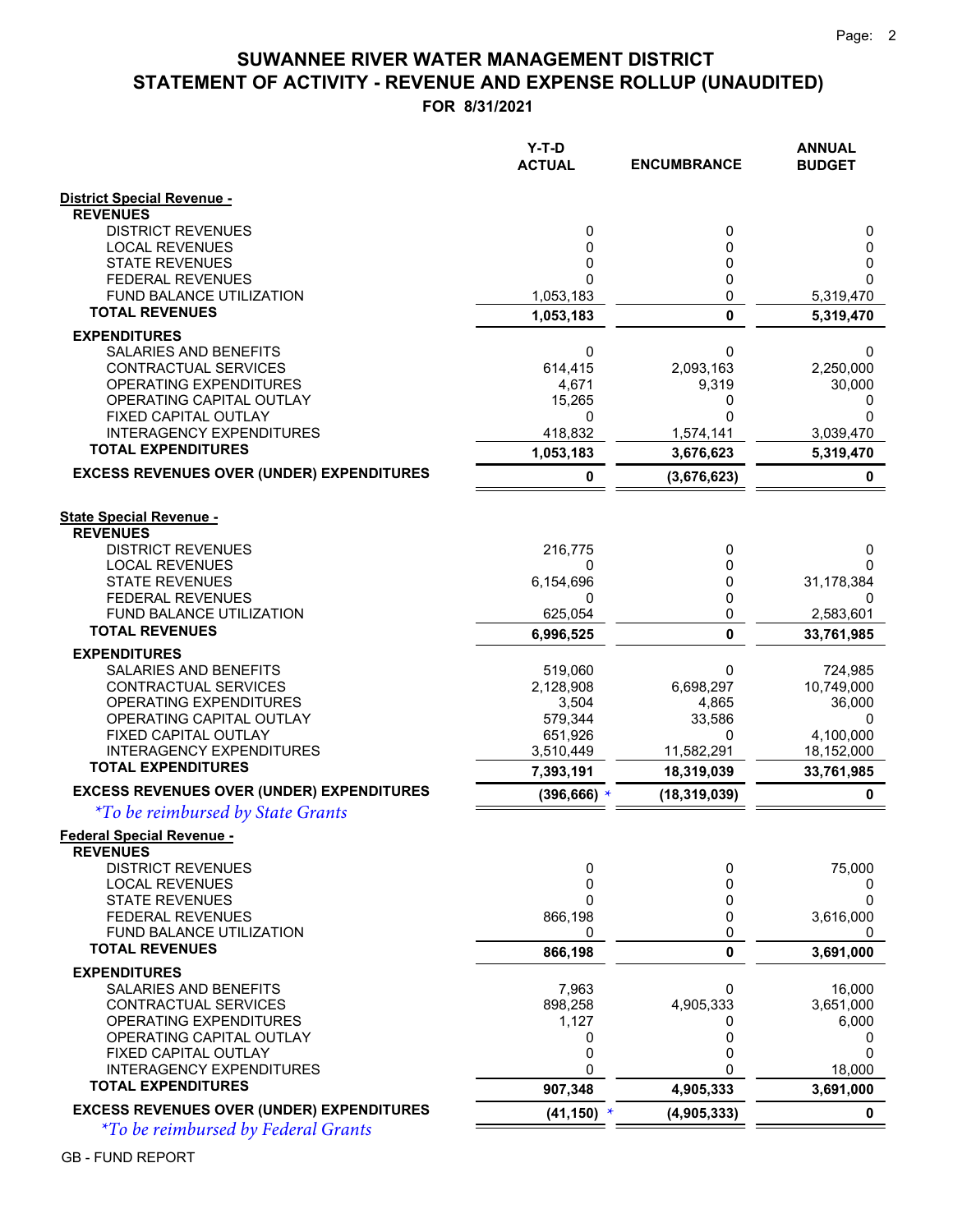# SUWANNEE RIVER WATER MANAGEMENT DISTRICT

## STATEMENT OF ACTIVITY - REVENUE AND EXPENSE ROLLUP (UNAUDITED)

**FOR 8/31/2021**

| | Y-T-D ACTUAL | ENCUMBRANCE | ANNUAL BUDGET |
|---|---|---|---|
| **District Special Revenue -** | | | |
| **REVENUES** | | | |
| DISTRICT REVENUES | 0 | 0 | 0 |
| LOCAL REVENUES | 0 | 0 | 0 |
| STATE REVENUES | 0 | 0 | 0 |
| FEDERAL REVENUES | 0 | 0 | 0 |
| FUND BALANCE UTILIZATION | 1,053,183 | 0 | 5,319,470 |
| **TOTAL REVENUES** | **1,053,183** | **0** | **5,319,470** |
| **EXPENDITURES** | | | |
| SALARIES AND BENEFITS | 0 | 0 | 0 |
| CONTRACTUAL SERVICES | 614,415 | 2,093,163 | 2,250,000 |
| OPERATING EXPENDITURES | 4,671 | 9,319 | 30,000 |
| OPERATING CAPITAL OUTLAY | 15,265 | 0 | 0 |
| FIXED CAPITAL OUTLAY | 0 | 0 | 0 |
| INTERAGENCY EXPENDITURES | 418,832 | 1,574,141 | 3,039,470 |
| **TOTAL EXPENDITURES** | **1,053,183** | **3,676,623** | **5,319,470** |
| **EXCESS REVENUES OVER (UNDER) EXPENDITURES** | **0** | **(3,676,623)** | **0** |
| **State Special Revenue -** | | | |
| **REVENUES** | | | |
| DISTRICT REVENUES | 216,775 | 0 | 0 |
| LOCAL REVENUES | 0 | 0 | 0 |
| STATE REVENUES | 6,154,696 | 0 | 31,178,384 |
| FEDERAL REVENUES | 0 | 0 | 0 |
| FUND BALANCE UTILIZATION | 625,054 | 0 | 2,583,601 |
| **TOTAL REVENUES** | **6,996,525** | **0** | **33,761,985** |
| **EXPENDITURES** | | | |
| SALARIES AND BENEFITS | 519,060 | 0 | 724,985 |
| CONTRACTUAL SERVICES | 2,128,908 | 6,698,297 | 10,749,000 |
| OPERATING EXPENDITURES | 3,504 | 4,865 | 36,000 |
| OPERATING CAPITAL OUTLAY | 579,344 | 33,586 | 0 |
| FIXED CAPITAL OUTLAY | 651,926 | 0 | 4,100,000 |
| INTERAGENCY EXPENDITURES | 3,510,449 | 11,582,291 | 18,152,000 |
| **TOTAL EXPENDITURES** | **7,393,191** | **18,319,039** | **33,761,985** |
| **EXCESS REVENUES OVER (UNDER) EXPENDITURES** | **(396,666)** * | **(18,319,039)** | **0** |
| *\*To be reimbursed by State Grants* | | | |
| **Federal Special Revenue -** | | | |
| **REVENUES** | | | |
| DISTRICT REVENUES | 0 | 0 | 75,000 |
| LOCAL REVENUES | 0 | 0 | 0 |
| STATE REVENUES | 0 | 0 | 0 |
| FEDERAL REVENUES | 866,198 | 0 | 3,616,000 |
| FUND BALANCE UTILIZATION | 0 | 0 | 0 |
| **TOTAL REVENUES** | **866,198** | **0** | **3,691,000** |
| **EXPENDITURES** | | | |
| SALARIES AND BENEFITS | 7,963 | 0 | 16,000 |
| CONTRACTUAL SERVICES | 898,258 | 4,905,333 | 3,651,000 |
| OPERATING EXPENDITURES | 1,127 | 0 | 6,000 |
| OPERATING CAPITAL OUTLAY | 0 | 0 | 0 |
| FIXED CAPITAL OUTLAY | 0 | 0 | 0 |
| INTERAGENCY EXPENDITURES | 0 | 0 | 18,000 |
| **TOTAL EXPENDITURES** | **907,348** | **4,905,333** | **3,691,000** |
| **EXCESS REVENUES OVER (UNDER) EXPENDITURES** | **(41,150)** * | **(4,905,333)** | **0** |
| *\*To be reimbursed by Federal Grants* | | | |

GB - FUND REPORT